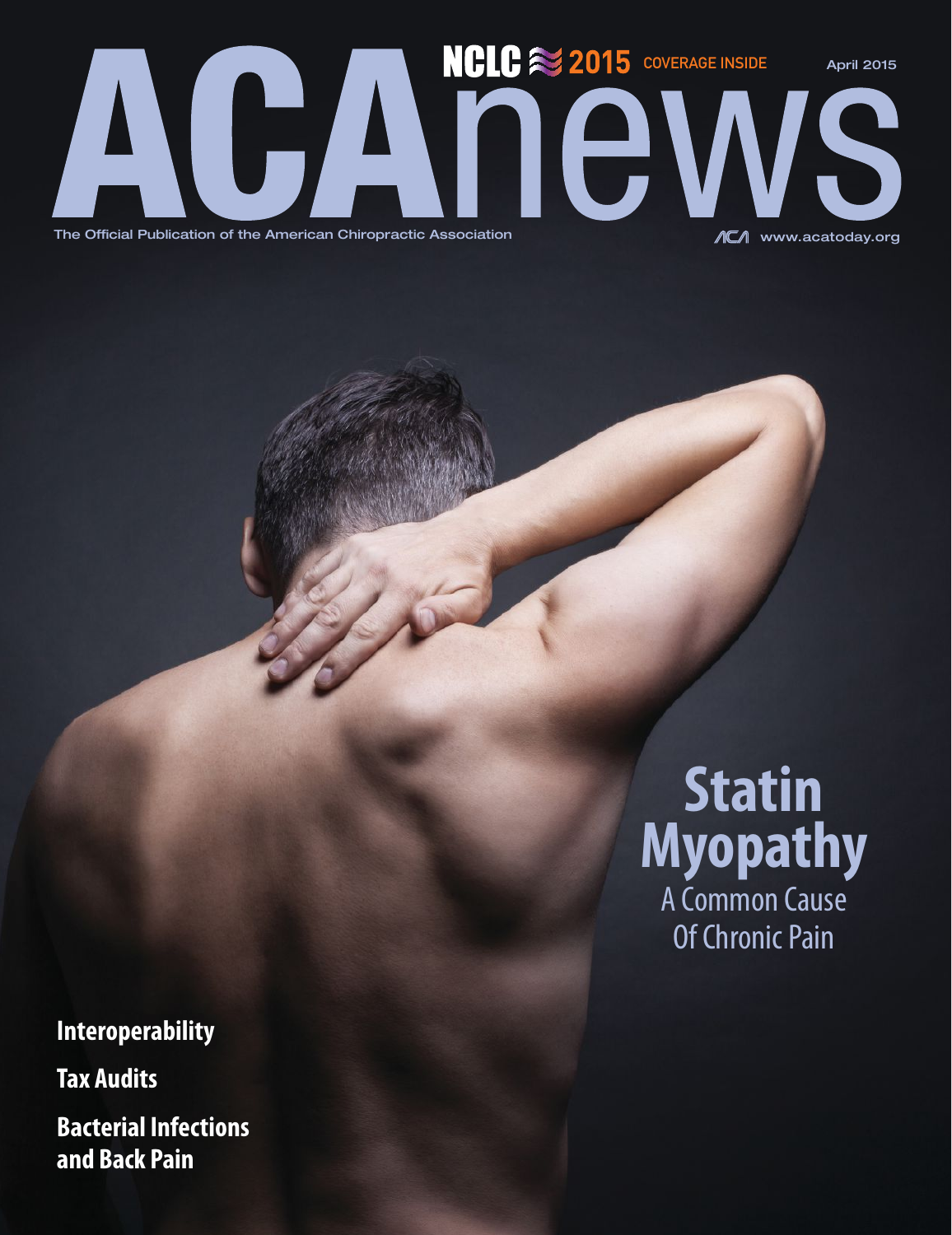NCLC 2015 COVERAGE INSIDE

April 2015

# ACAnews

The Official Publication of the American Chiropractic Association

www.acatoday.org

## Statin Myopathy

A Common Cause Of Chronic Pain

**Interoperability**

**Tax Audits**

**Bacterial Infections and Back Pain**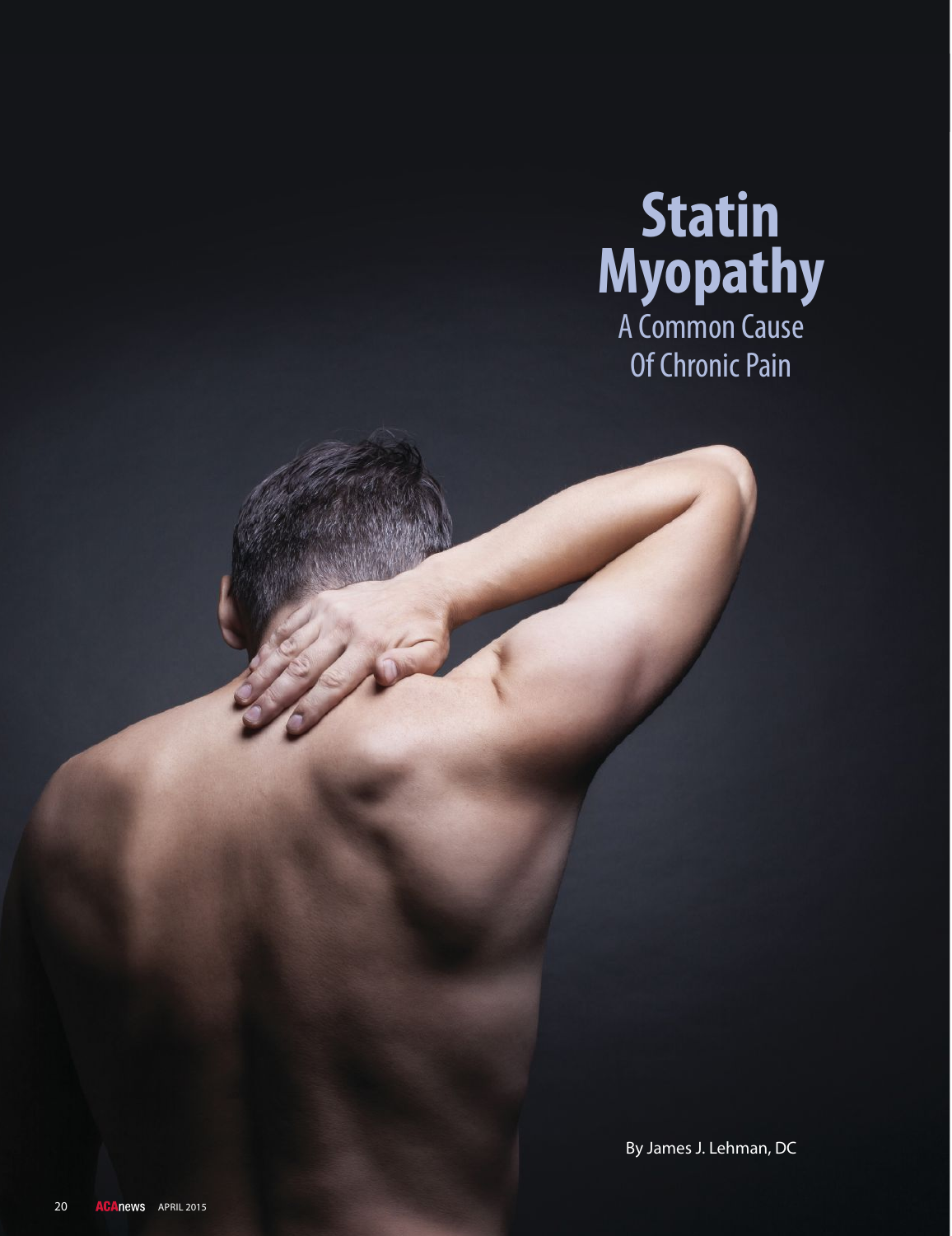# Statin Myopathy

## A Common Cause Of Chronic Pain

By James J. Lehman, DC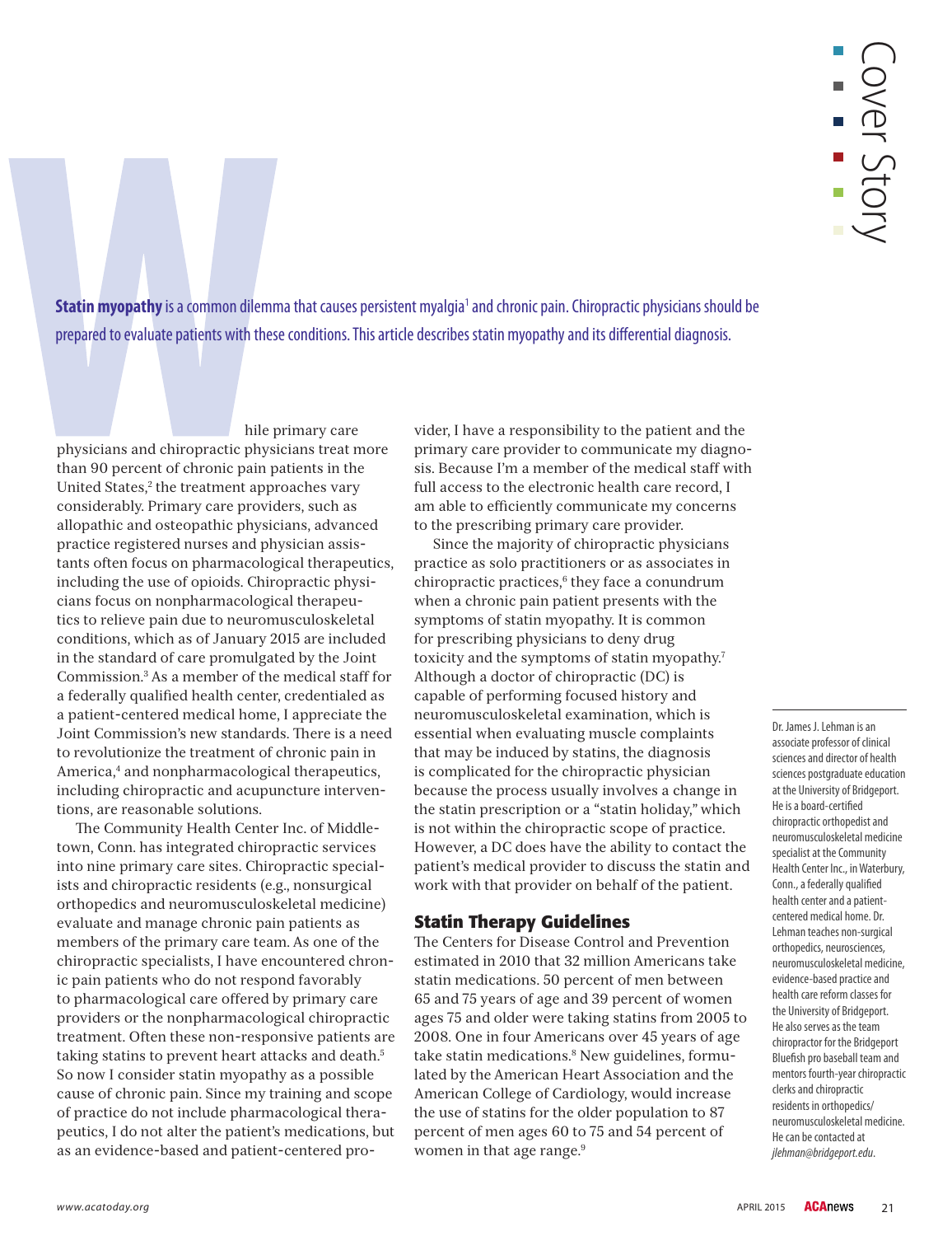**Statin myopathy** is a common dilemma that causes persistent myalgia[1] and chronic pain. Chiropractic physicians should be prepared to evaluate patients with these conditions. This article describes statin myopathy and its differential diagnosis.

While primary care physicians and chiropractic physicians treat more than 90 percent of chronic pain patients in the United States,[2] the treatment approaches vary considerably. Primary care providers, such as allopathic and osteopathic physicians, advanced practice registered nurses and physician assistants often focus on pharmacological therapeutics, including the use of opioids. Chiropractic physicians focus on nonpharmacological therapeutics to relieve pain due to neuromusculoskeletal conditions, which as of January 2015 are included in the standard of care promulgated by the Joint Commission.[3] As a member of the medical staff for a federally qualified health center, credentialed as a patient-centered medical home, I appreciate the Joint Commission's new standards. There is a need to revolutionize the treatment of chronic pain in America,[4] and nonpharmacological therapeutics, including chiropractic and acupuncture interventions, are reasonable solutions.

The Community Health Center Inc. of Middletown, Conn. has integrated chiropractic services into nine primary care sites. Chiropractic specialists and chiropractic residents (e.g., nonsurgical orthopedics and neuromusculoskeletal medicine) evaluate and manage chronic pain patients as members of the primary care team. As one of the chiropractic specialists, I have encountered chronic pain patients who do not respond favorably to pharmacological care offered by primary care providers or the nonpharmacological chiropractic treatment. Often these non-responsive patients are taking statins to prevent heart attacks and death.[5] So now I consider statin myopathy as a possible cause of chronic pain. Since my training and scope of practice do not include pharmacological therapeutics, I do not alter the patient's medications, but as an evidence-based and patient-centered provider, I have a responsibility to the patient and the primary care provider to communicate my diagnosis. Because I'm a member of the medical staff with full access to the electronic health care record, I am able to efficiently communicate my concerns to the prescribing primary care provider.

Since the majority of chiropractic physicians practice as solo practitioners or as associates in chiropractic practices,[6] they face a conundrum when a chronic pain patient presents with the symptoms of statin myopathy. It is common for prescribing physicians to deny drug toxicity and the symptoms of statin myopathy.[7] Although a doctor of chiropractic (DC) is capable of performing focused history and neuromusculoskeletal examination, which is essential when evaluating muscle complaints that may be induced by statins, the diagnosis is complicated for the chiropractic physician because the process usually involves a change in the statin prescription or a "statin holiday," which is not within the chiropractic scope of practice. However, a DC does have the ability to contact the patient's medical provider to discuss the statin and work with that provider on behalf of the patient.

## Statin Therapy Guidelines

The Centers for Disease Control and Prevention estimated in 2010 that 32 million Americans take statin medications. 50 percent of men between 65 and 75 years of age and 39 percent of women ages 75 and older were taking statins from 2005 to 2008. One in four Americans over 45 years of age take statin medications.[8] New guidelines, formulated by the American Heart Association and the American College of Cardiology, would increase the use of statins for the older population to 87 percent of men ages 60 to 75 and 54 percent of women in that age range.[9]

Dr. James J. Lehman is an associate professor of clinical sciences and director of health sciences postgraduate education at the University of Bridgeport. He is a board-certified chiropractic orthopedist and neuromusculoskeletal medicine specialist at the Community Health Center Inc., in Waterbury, Conn., a federally qualified health center and a patient-centered medical home. Dr. Lehman teaches non-surgical orthopedics, neurosciences, neuromusculoskeletal medicine, evidence-based practice and health care reform classes for the University of Bridgeport. He also serves as the team chiropractor for the Bridgeport Bluefish pro baseball team and mentors fourth-year chiropractic clerks and chiropractic residents in orthopedics/neuromusculoskeletal medicine. He can be contacted at *jlehman@bridgeport.edu*.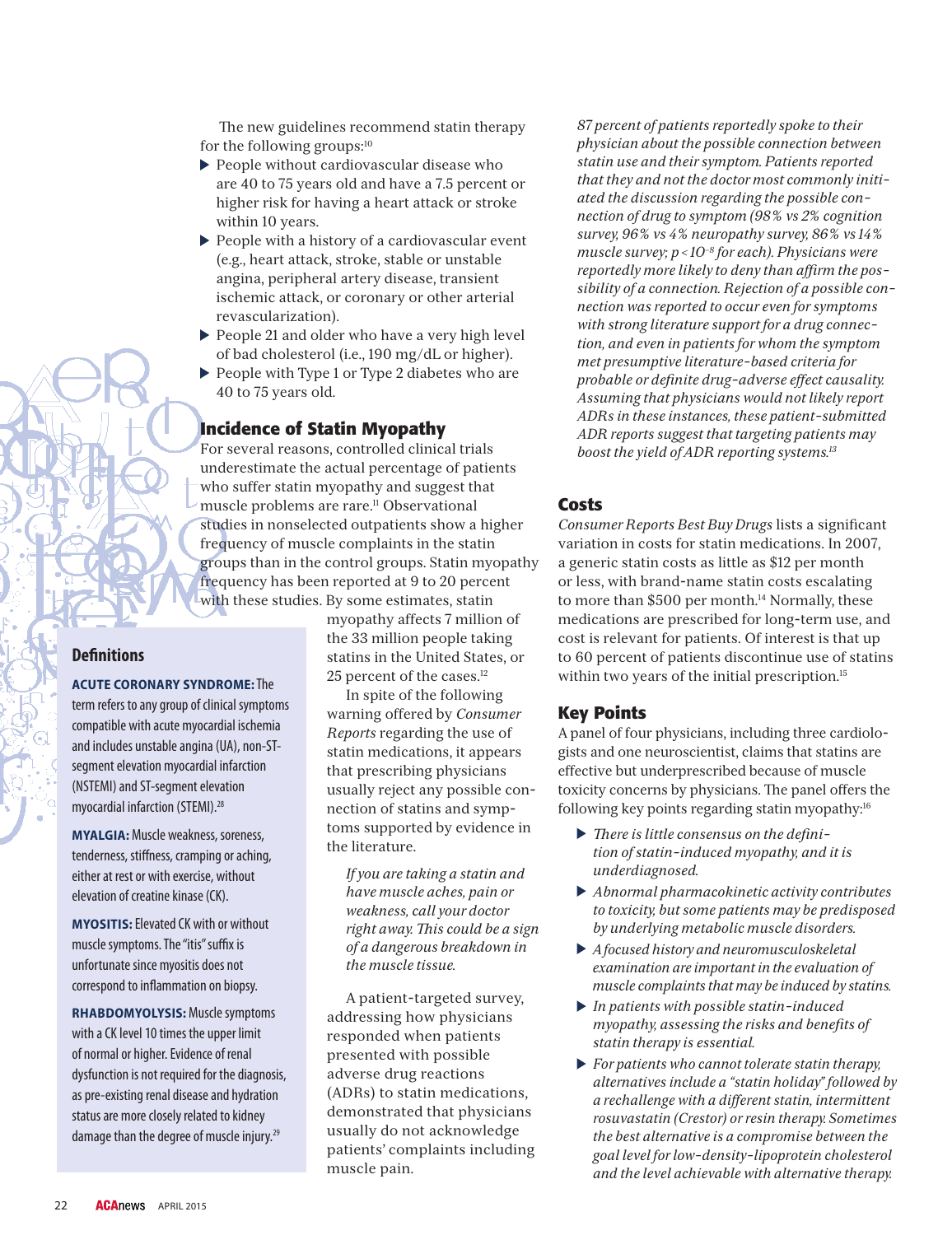The new guidelines recommend statin therapy for the following groups:[10]

- People without cardiovascular disease who are 40 to 75 years old and have a 7.5 percent or higher risk for having a heart attack or stroke within 10 years.
- People with a history of a cardiovascular event (e.g., heart attack, stroke, stable or unstable angina, peripheral artery disease, transient ischemic attack, or coronary or other arterial revascularization).
- People 21 and older who have a very high level of bad cholesterol (i.e., 190 mg/dL or higher).
- People with Type 1 or Type 2 diabetes who are 40 to 75 years old.

## Incidence of Statin Myopathy

For several reasons, controlled clinical trials underestimate the actual percentage of patients who suffer statin myopathy and suggest that muscle problems are rare.[11] Observational studies in nonselected outpatients show a higher frequency of muscle complaints in the statin groups than in the control groups. Statin myopathy frequency has been reported at 9 to 20 percent with these studies. By some estimates, statin myopathy affects 7 million of the 33 million people taking statins in the United States, or 25 percent of the cases.[12]

In spite of the following warning offered by *Consumer Reports* regarding the use of statin medications, it appears that prescribing physicians usually reject any possible connection of statins and symptoms supported by evidence in the literature.

> *If you are taking a statin and have muscle aches, pain or weakness, call your doctor right away. This could be a sign of a dangerous breakdown in the muscle tissue.*

A patient-targeted survey, addressing how physicians responded when patients presented with possible adverse drug reactions (ADRs) to statin medications, demonstrated that physicians usually do not acknowledge patients' complaints including muscle pain.

> *87 percent of patients reportedly spoke to their physician about the possible connection between statin use and their symptom. Patients reported that they and not the doctor most commonly initiated the discussion regarding the possible connection of drug to symptom (98% vs 2% cognition survey, 96% vs 4% neuropathy survey, 86% vs 14% muscle survey; $p < 10^{-8}$ for each). Physicians were reportedly more likely to deny than affirm the possibility of a connection. Rejection of a possible connection was reported to occur even for symptoms with strong literature support for a drug connection, and even in patients for whom the symptom met presumptive literature-based criteria for probable or definite drug-adverse effect causality. Assuming that physicians would not likely report ADRs in these instances, these patient-submitted ADR reports suggest that targeting patients may boost the yield of ADR reporting systems.*[13]

### Definitions

**ACUTE CORONARY SYNDROME:** The term refers to any group of clinical symptoms compatible with acute myocardial ischemia and includes unstable angina (UA), non-ST-segment elevation myocardial infarction (NSTEMI) and ST-segment elevation myocardial infarction (STEMI).[28]

**MYALGIA:** Muscle weakness, soreness, tenderness, stiffness, cramping or aching, either at rest or with exercise, without elevation of creatine kinase (CK).

**MYOSITIS:** Elevated CK with or without muscle symptoms. The "itis" suffix is unfortunate since myositis does not correspond to inflammation on biopsy.

**RHABDOMYOLYSIS:** Muscle symptoms with a CK level 10 times the upper limit of normal or higher. Evidence of renal dysfunction is not required for the diagnosis, as pre-existing renal disease and hydration status are more closely related to kidney damage than the degree of muscle injury.[29]

## Costs

*Consumer Reports Best Buy Drugs* lists a significant variation in costs for statin medications. In 2007, a generic statin costs as little as $12 per month or less, with brand-name statin costs escalating to more than $500 per month.[14] Normally, these medications are prescribed for long-term use, and cost is relevant for patients. Of interest is that up to 60 percent of patients discontinue use of statins within two years of the initial prescription.[15]

## Key Points

A panel of four physicians, including three cardiologists and one neuroscientist, claims that statins are effective but underprescribed because of muscle toxicity concerns by physicians. The panel offers the following key points regarding statin myopathy:[16]

- *There is little consensus on the definition of statin-induced myopathy, and it is underdiagnosed.*
- *Abnormal pharmacokinetic activity contributes to toxicity, but some patients may be predisposed by underlying metabolic muscle disorders.*
- *A focused history and neuromusculoskeletal examination are important in the evaluation of muscle complaints that may be induced by statins.*
- *In patients with possible statin-induced myopathy, assessing the risks and benefits of statin therapy is essential.*
- *For patients who cannot tolerate statin therapy, alternatives include a "statin holiday" followed by a rechallenge with a different statin, intermittent rosuvastatin (Crestor) or resin therapy. Sometimes the best alternative is a compromise between the goal level for low-density-lipoprotein cholesterol and the level achievable with alternative therapy.*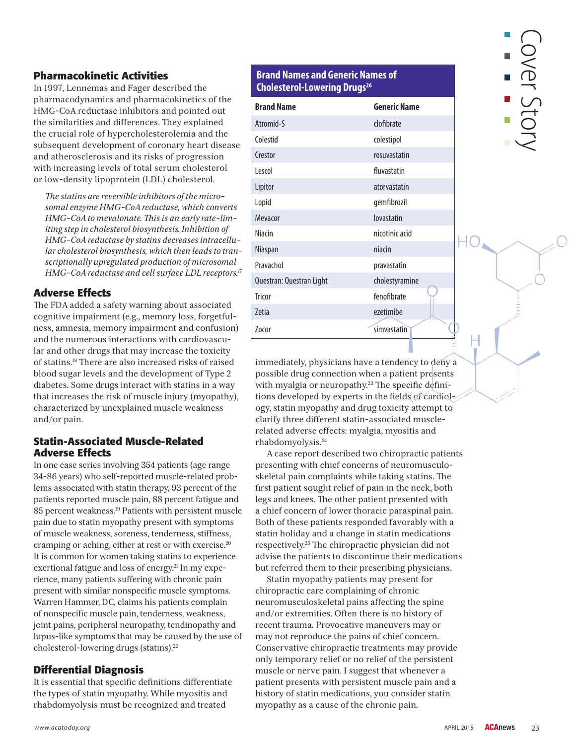## Pharmacokinetic Activities

In 1997, Lennemas and Fager described the pharmacodynamics and pharmacokinetics of the HMG-CoA reductase inhibitors and pointed out the similarities and differences. They explained the crucial role of hypercholesterolemia and the subsequent development of coronary heart disease and atherosclerosis and its risks of progression with increasing levels of total serum cholesterol or low-density lipoprotein (LDL) cholesterol.

> *The statins are reversible inhibitors of the microsomal enzyme HMG-CoA reductase, which converts HMG-CoA to mevalonate. This is an early rate-limiting step in cholesterol biosynthesis. Inhibition of HMG-CoA reductase by statins decreases intracellular cholesterol biosynthesis, which then leads to transcriptionally upregulated production of microsomal HMG-CoA reductase and cell surface LDL receptors.*[17]

## Adverse Effects

The FDA added a safety warning about associated cognitive impairment (e.g., memory loss, forgetfulness, amnesia, memory impairment and confusion) and the numerous interactions with cardiovascular and other drugs that may increase the toxicity of statins.[18] There are also increased risks of raised blood sugar levels and the development of Type 2 diabetes. Some drugs interact with statins in a way that increases the risk of muscle injury (myopathy), characterized by unexplained muscle weakness and/or pain.

## Statin-Associated Muscle-Related Adverse Effects

In one case series involving 354 patients (age range 34-86 years) who self-reported muscle-related problems associated with statin therapy, 93 percent of the patients reported muscle pain, 88 percent fatigue and 85 percent weakness.[19] Patients with persistent muscle pain due to statin myopathy present with symptoms of muscle weakness, soreness, tenderness, stiffness, cramping or aching, either at rest or with exercise.[20] It is common for women taking statins to experience exertional fatigue and loss of energy.[21] In my experience, many patients suffering with chronic pain present with similar nonspecific muscle symptoms. Warren Hammer, DC, claims his patients complain of nonspecific muscle pain, tenderness, weakness, joint pains, peripheral neuropathy, tendinopathy and lupus-like symptoms that may be caused by the use of cholesterol-lowering drugs (statins).[22]

## Differential Diagnosis

It is essential that specific definitions differentiate the types of statin myopathy. While myositis and rhabdomyolysis must be recognized and treated immediately, physicians have a tendency to deny a possible drug connection when a patient presents with myalgia or neuropathy.[23] The specific definitions developed by experts in the fields of cardiology, statin myopathy and drug toxicity attempt to clarify three different statin-associated muscle-related adverse effects: myalgia, myositis and rhabdomyolysis.[24]

A case report described two chiropractic patients presenting with chief concerns of neuromusculoskeletal pain complaints while taking statins. The first patient sought relief of pain in the neck, both legs and knees. The other patient presented with a chief concern of lower thoracic paraspinal pain. Both of these patients responded favorably with a statin holiday and a change in statin medications respectively.[25] The chiropractic physician did not advise the patients to discontinue their medications but referred them to their prescribing physicians.

Statin myopathy patients may present for chiropractic care complaining of chronic neuromusculoskeletal pains affecting the spine and/or extremities. Often there is no history of recent trauma. Provocative maneuvers may or may not reproduce the pains of chief concern. Conservative chiropractic treatments may provide only temporary relief or no relief of the persistent muscle or nerve pain. I suggest that whenever a patient presents with persistent muscle pain and a history of statin medications, you consider statin myopathy as a cause of the chronic pain.

**Brand Names and Generic Names of Cholesterol-Lowering Drugs**[26]

| Brand Name | Generic Name |
|---|---|
| Atromid-S | clofibrate |
| Colestid | colestipol |
| Crestor | rosuvastatin |
| Lescol | fluvastatin |
| Lipitor | atorvastatin |
| Lopid | gemfibrozil |
| Mevacor | lovastatin |
| Niacin | nicotinic acid |
| Niaspan | niacin |
| Pravachol | pravastatin |
| Questran: Questran Light | cholestyramine |
| Tricor | fenofibrate |
| Zetia | ezetimibe |
| Zocor | simvastatin |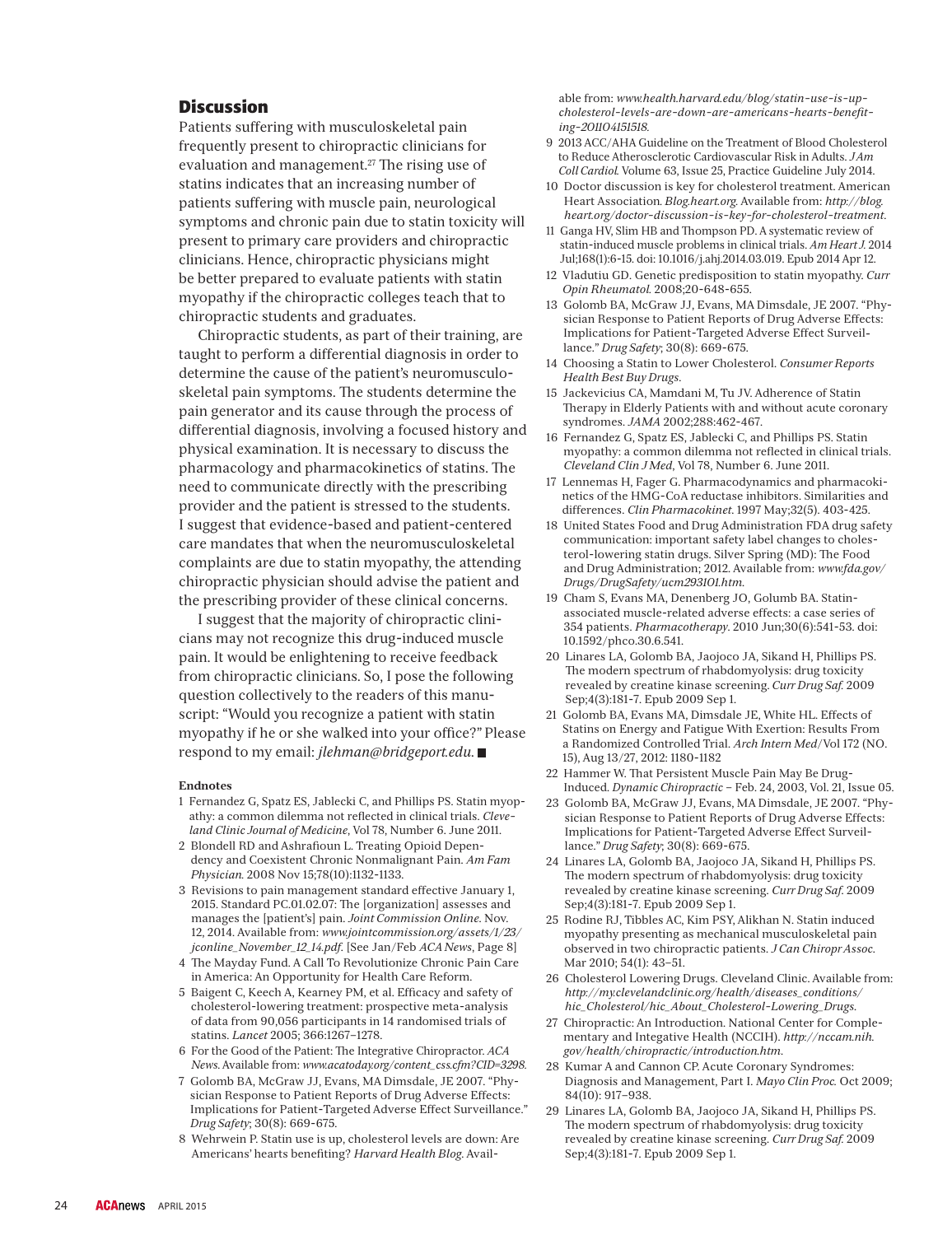## Discussion

Patients suffering with musculoskeletal pain frequently present to chiropractic clinicians for evaluation and management.[27] The rising use of statins indicates that an increasing number of patients suffering with muscle pain, neurological symptoms and chronic pain due to statin toxicity will present to primary care providers and chiropractic clinicians. Hence, chiropractic physicians might be better prepared to evaluate patients with statin myopathy if the chiropractic colleges teach that to chiropractic students and graduates.

Chiropractic students, as part of their training, are taught to perform a differential diagnosis in order to determine the cause of the patient's neuromusculoskeletal pain symptoms. The students determine the pain generator and its cause through the process of differential diagnosis, involving a focused history and physical examination. It is necessary to discuss the pharmacology and pharmacokinetics of statins. The need to communicate directly with the prescribing provider and the patient is stressed to the students. I suggest that evidence-based and patient-centered care mandates that when the neuromusculoskeletal complaints are due to statin myopathy, the attending chiropractic physician should advise the patient and the prescribing provider of these clinical concerns.

I suggest that the majority of chiropractic clinicians may not recognize this drug-induced muscle pain. It would be enlightening to receive feedback from chiropractic clinicians. So, I pose the following question collectively to the readers of this manuscript: "Would you recognize a patient with statin myopathy if he or she walked into your office?" Please respond to my email: *jlehman@bridgeport.edu.* ■

**Endnotes**

1. Fernandez G, Spatz ES, Jablecki C, and Phillips PS. Statin myopathy: a common dilemma not reflected in clinical trials. *Cleveland Clinic Journal of Medicine*, Vol 78, Number 6. June 2011.
2. Blondell RD and Ashrafioun L. Treating Opioid Dependency and Coexistent Chronic Nonmalignant Pain. *Am Fam Physician.* 2008 Nov 15;78(10):1132-1133.
3. Revisions to pain management standard effective January 1, 2015. Standard PC.01.02.07: The [organization] assesses and manages the [patient's] pain. *Joint Commission Online.* Nov. 12, 2014. Available from: *www.jointcommission.org/assets/1/23/jconline_November_12_14.pdf.* [See Jan/Feb *ACA News*, Page 8]
4. The Mayday Fund. A Call To Revolutionize Chronic Pain Care in America: An Opportunity for Health Care Reform.
5. Baigent C, Keech A, Kearney PM, et al. Efficacy and safety of cholesterol-lowering treatment: prospective meta-analysis of data from 90,056 participants in 14 randomised trials of statins. *Lancet* 2005; 366:1267–1278.
6. For the Good of the Patient: The Integrative Chiropractor. *ACA News*. Available from: *www.acatoday.org/content_css.cfm?CID=3298.*
7. Golomb BA, McGraw JJ, Evans, MA Dimsdale, JE 2007. "Physician Response to Patient Reports of Drug Adverse Effects: Implications for Patient-Targeted Adverse Effect Surveillance." *Drug Safety*; 30(8): 669-675.
8. Wehrwein P. Statin use is up, cholesterol levels are down: Are Americans' hearts benefiting? *Harvard Health Blog*. Available from: *www.health.harvard.edu/blog/statin-use-is-up-cholesterol-levels-are-down-are-americans-hearts-benefiting-201104151518.*
9. 2013 ACC/AHA Guideline on the Treatment of Blood Cholesterol to Reduce Atherosclerotic Cardiovascular Risk in Adults. *J Am Coll Cardiol.* Volume 63, Issue 25, Practice Guideline July 2014.
10. Doctor discussion is key for cholesterol treatment. American Heart Association. *Blog.heart.org.* Available from: *http://blog.heart.org/doctor-discussion-is-key-for-cholesterol-treatment.*
11. Ganga HV, Slim HB and Thompson PD. A systematic review of statin-induced muscle problems in clinical trials. *Am Heart J.* 2014 Jul;168(1):6-15. doi: 10.1016/j.ahj.2014.03.019. Epub 2014 Apr 12.
12. Vladutiu GD. Genetic predisposition to statin myopathy. *Curr Opin Rheumatol.* 2008;20-648-655.
13. Golomb BA, McGraw JJ, Evans, MA Dimsdale, JE 2007. "Physician Response to Patient Reports of Drug Adverse Effects: Implications for Patient-Targeted Adverse Effect Surveillance." *Drug Safety*; 30(8): 669-675.
14. Choosing a Statin to Lower Cholesterol. *Consumer Reports Health Best Buy Drugs*.
15. Jackevicius CA, Mamdani M, Tu JV. Adherence of Statin Therapy in Elderly Patients with and without acute coronary syndromes. *JAMA* 2002;288:462-467.
16. Fernandez G, Spatz ES, Jablecki C, and Phillips PS. Statin myopathy: a common dilemma not reflected in clinical trials. *Cleveland Clin J Med*, Vol 78, Number 6. June 2011.
17. Lennernas H, Fager G. Pharmacodynamics and pharmacokinetics of the HMG-CoA reductase inhibitors. Similarities and differences. *Clin Pharmacokinet.* 1997 May;32(5). 403-425.
18. United States Food and Drug Administration FDA drug safety communication: important safety label changes to cholesterol-lowering statin drugs. Silver Spring (MD): The Food and Drug Administration; 2012. Available from: *www.fda.gov/Drugs/DrugSafety/ucm293101.htm.*
19. Cham S, Evans MA, Denenberg JO, Golumb BA. Statin-associated muscle-related adverse effects: a case series of 354 patients. *Pharmacotherapy*. 2010 Jun;30(6):541-53. doi: 10.1592/phco.30.6.541.
20. Linares LA, Golomb BA, Jaojoco JA, Sikand H, Phillips PS. The modern spectrum of rhabdomyolysis: drug toxicity revealed by creatine kinase screening. *Curr Drug Saf.* 2009 Sep;4(3):181-7. Epub 2009 Sep 1.
21. Golomb BA, Evans MA, Dimsdale JE, White HL. Effects of Statins on Energy and Fatigue With Exertion: Results From a Randomized Controlled Trial. *Arch Intern Med*/Vol 172 (NO. 15), Aug 13/27, 2012: 1180-1182
22. Hammer W. That Persistent Muscle Pain May Be Drug-Induced. *Dynamic Chiropractic* – Feb. 24, 2003, Vol. 21, Issue 05.
23. Golomb BA, McGraw JJ, Evans, MA Dimsdale, JE 2007. "Physician Response to Patient Reports of Drug Adverse Effects: Implications for Patient-Targeted Adverse Effect Surveillance." *Drug Safety*; 30(8): 669-675.
24. Linares LA, Golomb BA, Jaojoco JA, Sikand H, Phillips PS. The modern spectrum of rhabdomyolysis: drug toxicity revealed by creatine kinase screening. *Curr Drug Saf.* 2009 Sep;4(3):181-7. Epub 2009 Sep 1.
25. Rodine RJ, Tibbles AC, Kim PSY, Alikhan N. Statin induced myopathy presenting as mechanical musculoskeletal pain observed in two chiropractic patients. *J Can Chiropr Assoc.* Mar 2010; 54(1): 43–51.
26. Cholesterol Lowering Drugs. Cleveland Clinic. Available from: *http://my.clevelandclinic.org/health/diseases_conditions/hic_Cholesterol/hic_About_Cholesterol-Lowering_Drugs.*
27. Chiropractic: An Introduction. National Center for Complementary and Integrative Health (NCCIH). *http://nccam.nih.gov/health/chiropractic/introduction.htm.*
28. Kumar A and Cannon CP. Acute Coronary Syndromes: Diagnosis and Management, Part I. *Mayo Clin Proc.* Oct 2009; 84(10): 917–938.
29. Linares LA, Golomb BA, Jaojoco JA, Sikand H, Phillips PS. The modern spectrum of rhabdomyolysis: drug toxicity revealed by creatine kinase screening. *Curr Drug Saf.* 2009 Sep;4(3):181-7. Epub 2009 Sep 1.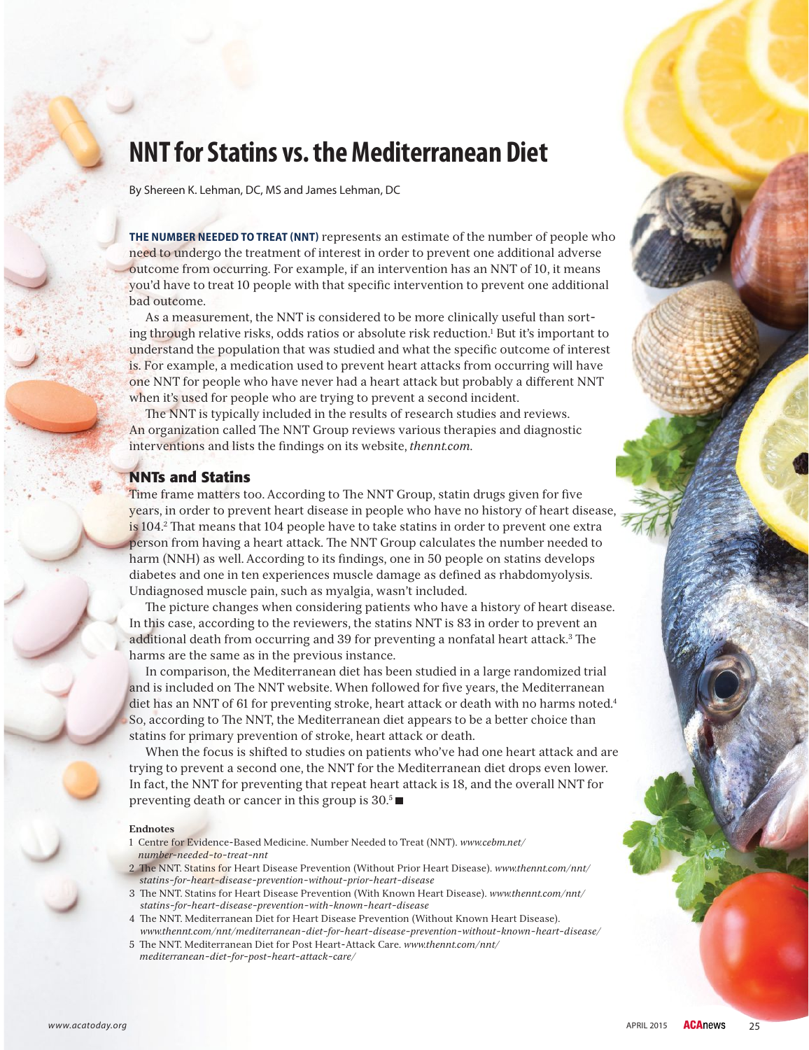# NNT for Statins vs. the Mediterranean Diet

By Shereen K. Lehman, DC, MS and James Lehman, DC

**THE NUMBER NEEDED TO TREAT (NNT)** represents an estimate of the number of people who need to undergo the treatment of interest in order to prevent one additional adverse outcome from occurring. For example, if an intervention has an NNT of 10, it means you'd have to treat 10 people with that specific intervention to prevent one additional bad outcome.

As a measurement, the NNT is considered to be more clinically useful than sorting through relative risks, odds ratios or absolute risk reduction.[1] But it's important to understand the population that was studied and what the specific outcome of interest is. For example, a medication used to prevent heart attacks from occurring will have one NNT for people who have never had a heart attack but probably a different NNT when it's used for people who are trying to prevent a second incident.

The NNT is typically included in the results of research studies and reviews. An organization called The NNT Group reviews various therapies and diagnostic interventions and lists the findings on its website, *thennt.com*.

## NNTs and Statins

Time frame matters too. According to The NNT Group, statin drugs given for five years, in order to prevent heart disease in people who have no history of heart disease, is 104.[2] That means that 104 people have to take statins in order to prevent one extra person from having a heart attack. The NNT Group calculates the number needed to harm (NNH) as well. According to its findings, one in 50 people on statins develops diabetes and one in ten experiences muscle damage as defined as rhabdomyolysis. Undiagnosed muscle pain, such as myalgia, wasn't included.

The picture changes when considering patients who have a history of heart disease. In this case, according to the reviewers, the statins NNT is 83 in order to prevent an additional death from occurring and 39 for preventing a nonfatal heart attack.[3] The harms are the same as in the previous instance.

In comparison, the Mediterranean diet has been studied in a large randomized trial and is included on The NNT website. When followed for five years, the Mediterranean diet has an NNT of 61 for preventing stroke, heart attack or death with no harms noted.[4] So, according to The NNT, the Mediterranean diet appears to be a better choice than statins for primary prevention of stroke, heart attack or death.

When the focus is shifted to studies on patients who've had one heart attack and are trying to prevent a second one, the NNT for the Mediterranean diet drops even lower. In fact, the NNT for preventing that repeat heart attack is 18, and the overall NNT for preventing death or cancer in this group is 30.[5] ■

**Endnotes**

1. Centre for Evidence-Based Medicine. Number Needed to Treat (NNT). *www.cebm.net/number-needed-to-treat-nnt*
2. The NNT. Statins for Heart Disease Prevention (Without Prior Heart Disease). *www.thennt.com/nnt/statins-for-heart-disease-prevention-without-prior-heart-disease*
3. The NNT. Statins for Heart Disease Prevention (With Known Heart Disease). *www.thennt.com/nnt/statins-for-heart-disease-prevention-with-known-heart-disease*
4. The NNT. Mediterranean Diet for Heart Disease Prevention (Without Known Heart Disease). *www.thennt.com/nnt/mediterranean-diet-for-heart-disease-prevention-without-known-heart-disease/*
5. The NNT. Mediterranean Diet for Post Heart-Attack Care. *www.thennt.com/nnt/mediterranean-diet-for-post-heart-attack-care/*